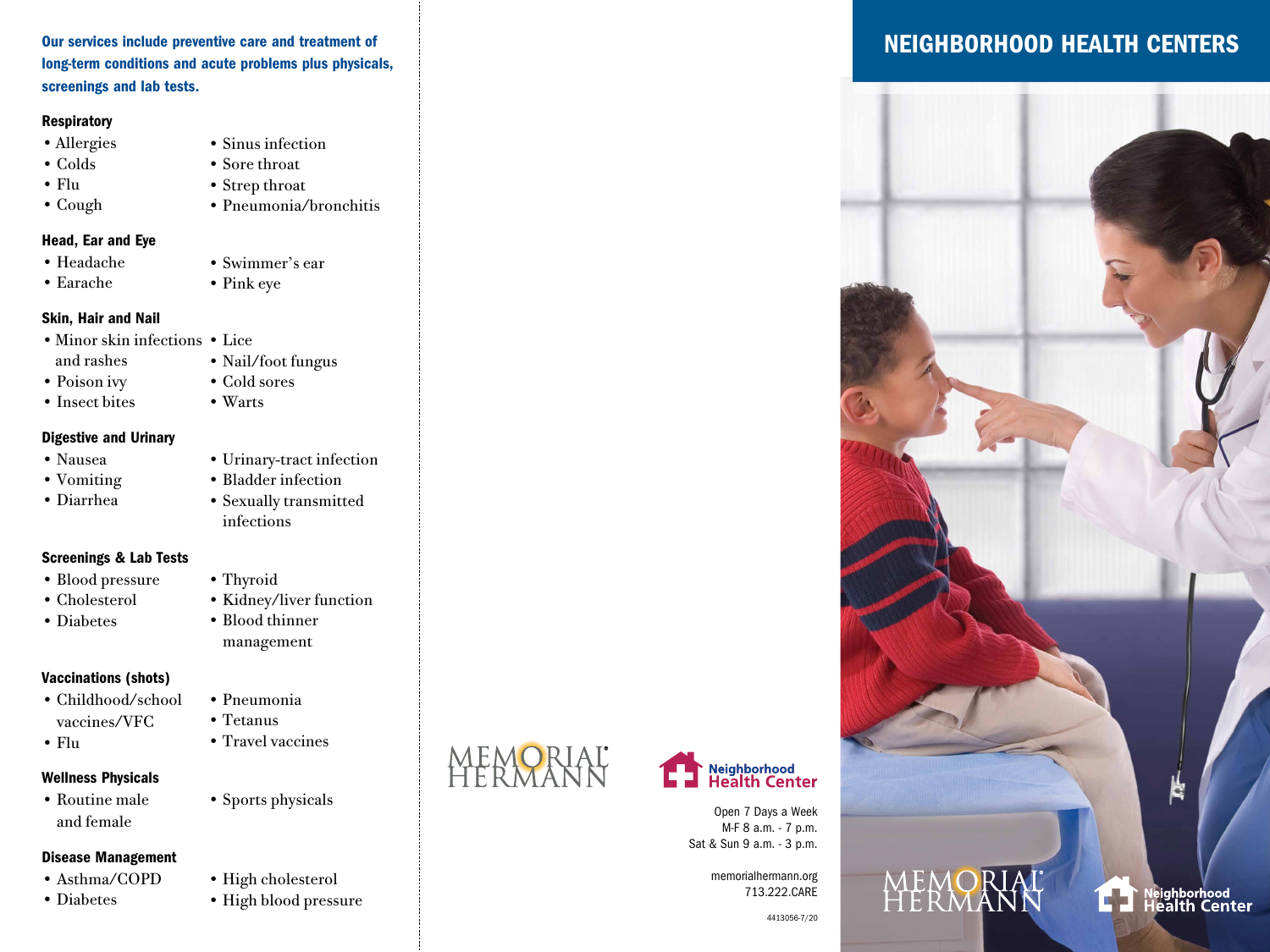**Our services include preventive care and treatment of long-term conditions and acute problems plus physicals, screenings and lab tests.**

### Respiratory

- Allergies
- Colds
- Flu
- Cough
- Sinus infection
- Sore throat
- Strep throat
- Pneumonia/bronchitis

### Head, Ear and Eye

- Headache
- Earache
- Swimmer's ear
- Pink eye

### Skin, Hair and Nail

- Minor skin infections and rashes
- Poison ivy
- Insect bites
- Lice
- Nail/foot fungus
- Cold sores
- Warts

### Digestive and Urinary

- Nausea
- Vomiting
- Diarrhea
- Urinary-tract infection
- Bladder infection
- Sexually transmitted infections

### Screenings & Lab Tests

- Blood pressure
- Cholesterol
- Diabetes
- Thyroid
- Kidney/liver function
- Blood thinner management

### Vaccinations (shots)

- Childhood/school vaccines/VFC
- Flu
- Pneumonia
- Tetanus
- Travel vaccines

### Wellness Physicals

- Routine male and female
- Sports physicals

### Disease Management

- Asthma/COPD
- Diabetes
- High cholesterol
- High blood pressure

MEMORIAL HERMANN

Neighborhood Health Center

Open 7 Days a Week
M-F 8 a.m. - 7 p.m.
Sat & Sun 9 a.m. - 3 p.m.

memorialhermann.org
713.222.CARE

4413056-7/20

# NEIGHBORHOOD HEALTH CENTERS

MEMORIAL HERMANN

Neighborhood Health Center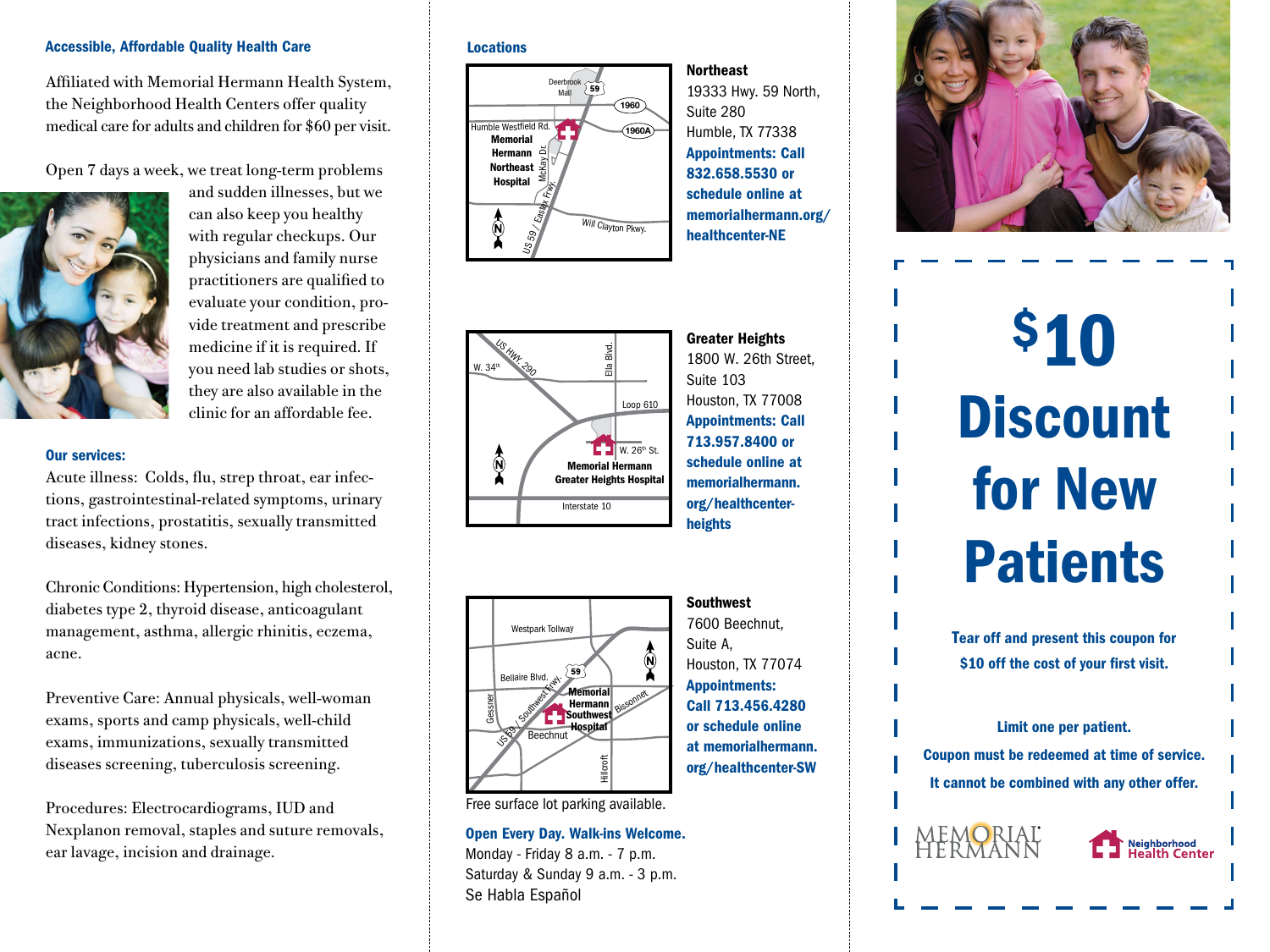## Accessible, Affordable Quality Health Care

Affiliated with Memorial Hermann Health System, the Neighborhood Health Centers offer quality medical care for adults and children for $60 per visit.

Open 7 days a week, we treat long-term problems and sudden illnesses, but we can also keep you healthy with regular checkups. Our physicians and family nurse practitioners are qualified to evaluate your condition, provide treatment and prescribe medicine if it is required. If you need lab studies or shots, they are also available in the clinic for an affordable fee.

### Our services:

Acute illness: Colds, flu, strep throat, ear infections, gastrointestinal-related symptoms, urinary tract infections, prostatitis, sexually transmitted diseases, kidney stones.

Chronic Conditions: Hypertension, high cholesterol, diabetes type 2, thyroid disease, anticoagulant management, asthma, allergic rhinitis, eczema, acne.

Preventive Care: Annual physicals, well-woman exams, sports and camp physicals, well-child exams, immunizations, sexually transmitted diseases screening, tuberculosis screening.

Procedures: Electrocardiograms, IUD and Nexplanon removal, staples and suture removals, ear lavage, incision and drainage.

## Locations

**Northeast**
19333 Hwy. 59 North, Suite 280
Humble, TX 77338
**Appointments: Call 832.658.5530 or schedule online at memorialhermann.org/healthcenter-NE**

**Greater Heights**
1800 W. 26th Street, Suite 103
Houston, TX 77008
**Appointments: Call 713.957.8400 or schedule online at memorialhermann.org/healthcenter-heights**

**Southwest**
7600 Beechnut, Suite A,
Houston, TX 77074
**Appointments: Call 713.456.4280 or schedule online at memorialhermann.org/healthcenter-SW**

Free surface lot parking available.

**Open Every Day. Walk-ins Welcome.**
Monday - Friday 8 a.m. - 7 p.m.
Saturday & Sunday 9 a.m. - 3 p.m.
Se Habla Español

# $10 Discount for New Patients

**Tear off and present this coupon for $10 off the cost of your first visit.**

**Limit one per patient.**
**Coupon must be redeemed at time of service.**
**It cannot be combined with any other offer.**

MEMORIAL HERMANN
Neighborhood Health Center